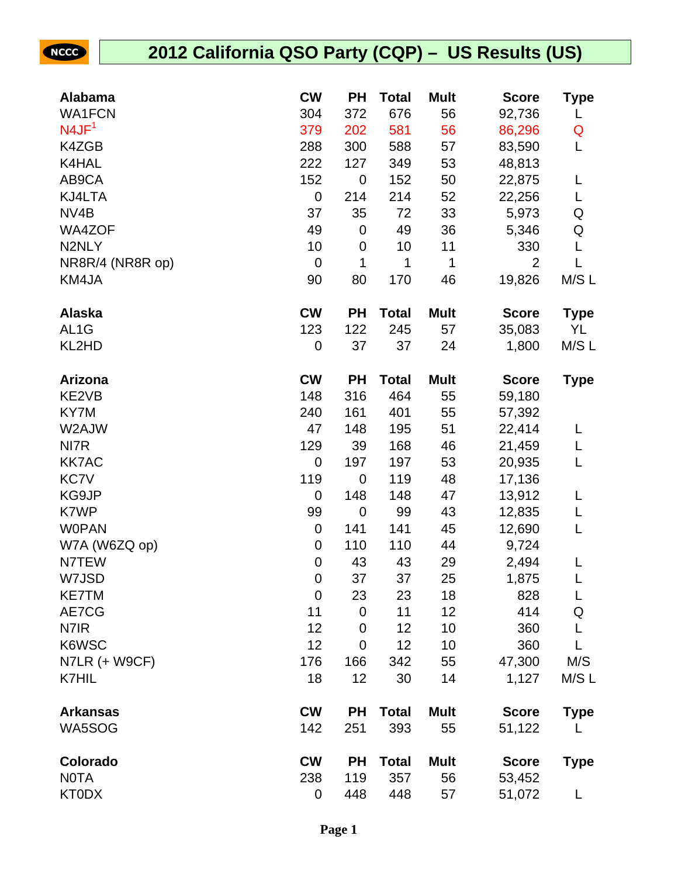# 2012 California QSO Party (CQP) – US Results (US)

| Alabama | CW | PH | Total | Mult | Score | Type |
|---|---|---|---|---|---|---|
| WA1FCN | 304 | 372 | 676 | 56 | 92,736 | L |
| N4JF[1] | 379 | 202 | 581 | 56 | 86,296 | Q |
| K4ZGB | 288 | 300 | 588 | 57 | 83,590 | L |
| K4HAL | 222 | 127 | 349 | 53 | 48,813 | |
| AB9CA | 152 | 0 | 152 | 50 | 22,875 | L |
| KJ4LTA | 0 | 214 | 214 | 52 | 22,256 | L |
| NV4B | 37 | 35 | 72 | 33 | 5,973 | Q |
| WA4ZOF | 49 | 0 | 49 | 36 | 5,346 | Q |
| N2NLY | 10 | 0 | 10 | 11 | 330 | L |
| NR8R/4 (NR8R op) | 0 | 1 | 1 | 1 | 2 | L |
| KM4JA | 90 | 80 | 170 | 46 | 19,826 | M/S L |

| Alaska | CW | PH | Total | Mult | Score | Type |
|---|---|---|---|---|---|---|
| AL1G | 123 | 122 | 245 | 57 | 35,083 | YL |
| KL2HD | 0 | 37 | 37 | 24 | 1,800 | M/S L |

| Arizona | CW | PH | Total | Mult | Score | Type |
|---|---|---|---|---|---|---|
| KE2VB | 148 | 316 | 464 | 55 | 59,180 | |
| KY7M | 240 | 161 | 401 | 55 | 57,392 | |
| W2AJW | 47 | 148 | 195 | 51 | 22,414 | L |
| NI7R | 129 | 39 | 168 | 46 | 21,459 | L |
| KK7AC | 0 | 197 | 197 | 53 | 20,935 | L |
| KC7V | 119 | 0 | 119 | 48 | 17,136 | |
| KG9JP | 0 | 148 | 148 | 47 | 13,912 | L |
| K7WP | 99 | 0 | 99 | 43 | 12,835 | L |
| W0PAN | 0 | 141 | 141 | 45 | 12,690 | L |
| W7A (W6ZQ op) | 0 | 110 | 110 | 44 | 9,724 | |
| N7TEW | 0 | 43 | 43 | 29 | 2,494 | L |
| W7JSD | 0 | 37 | 37 | 25 | 1,875 | L |
| KE7TM | 0 | 23 | 23 | 18 | 828 | L |
| AE7CG | 11 | 0 | 11 | 12 | 414 | Q |
| N7IR | 12 | 0 | 12 | 10 | 360 | L |
| K6WSC | 12 | 0 | 12 | 10 | 360 | L |
| N7LR (+ W9CF) | 176 | 166 | 342 | 55 | 47,300 | M/S |
| K7HIL | 18 | 12 | 30 | 14 | 1,127 | M/S L |

| Arkansas | CW | PH | Total | Mult | Score | Type |
|---|---|---|---|---|---|---|
| WA5SOG | 142 | 251 | 393 | 55 | 51,122 | L |

| Colorado | CW | PH | Total | Mult | Score | Type |
|---|---|---|---|---|---|---|
| N0TA | 238 | 119 | 357 | 56 | 53,452 | |
| KT0DX | 0 | 448 | 448 | 57 | 51,072 | L |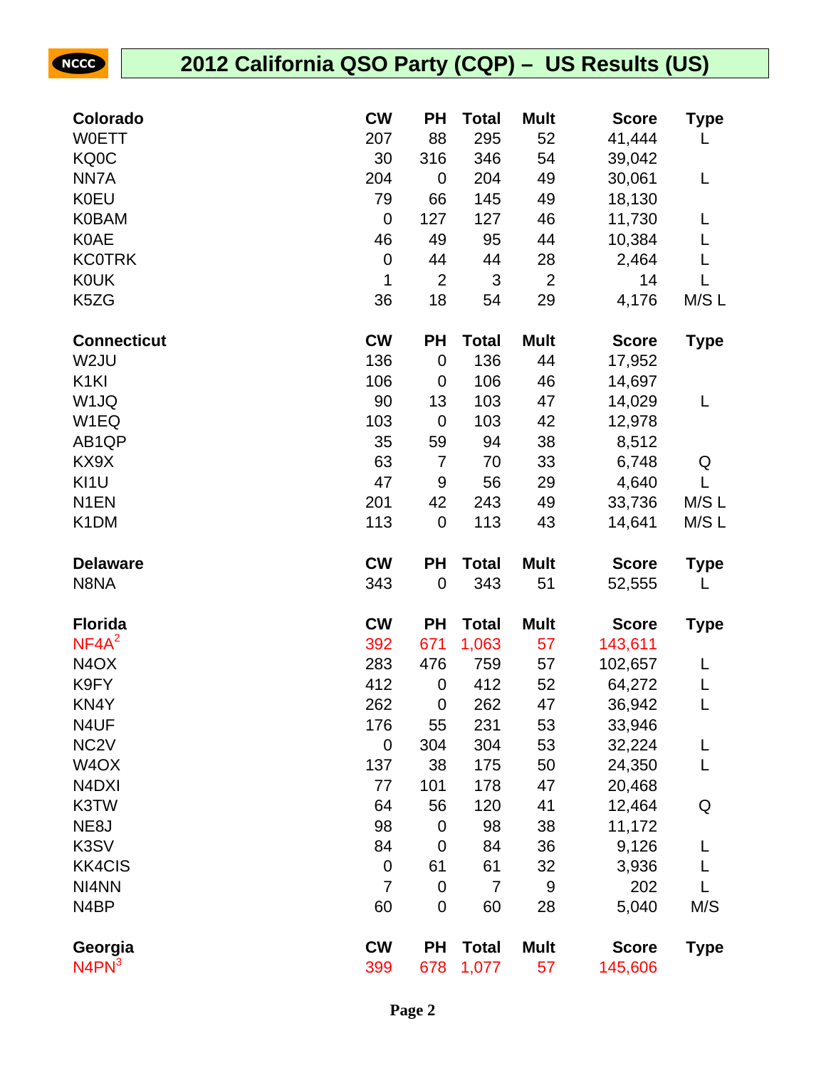# 2012 California QSO Party (CQP) – US Results (US)

| Colorado | CW | PH | Total | Mult | Score | Type |
|---|---|---|---|---|---|---|
| W0ETT | 207 | 88 | 295 | 52 | 41,444 | L |
| KQ0C | 30 | 316 | 346 | 54 | 39,042 | |
| NN7A | 204 | 0 | 204 | 49 | 30,061 | L |
| K0EU | 79 | 66 | 145 | 49 | 18,130 | |
| K0BAM | 0 | 127 | 127 | 46 | 11,730 | L |
| K0AE | 46 | 49 | 95 | 44 | 10,384 | L |
| KC0TRK | 0 | 44 | 44 | 28 | 2,464 | L |
| K0UK | 1 | 2 | 3 | 2 | 14 | L |
| K5ZG | 36 | 18 | 54 | 29 | 4,176 | M/S L |

| Connecticut | CW | PH | Total | Mult | Score | Type |
|---|---|---|---|---|---|---|
| W2JU | 136 | 0 | 136 | 44 | 17,952 | |
| K1KI | 106 | 0 | 106 | 46 | 14,697 | |
| W1JQ | 90 | 13 | 103 | 47 | 14,029 | L |
| W1EQ | 103 | 0 | 103 | 42 | 12,978 | |
| AB1QP | 35 | 59 | 94 | 38 | 8,512 | |
| KX9X | 63 | 7 | 70 | 33 | 6,748 | Q |
| KI1U | 47 | 9 | 56 | 29 | 4,640 | L |
| N1EN | 201 | 42 | 243 | 49 | 33,736 | M/S L |
| K1DM | 113 | 0 | 113 | 43 | 14,641 | M/S L |

| Delaware | CW | PH | Total | Mult | Score | Type |
|---|---|---|---|---|---|---|
| N8NA | 343 | 0 | 343 | 51 | 52,555 | L |

| Florida | CW | PH | Total | Mult | Score | Type |
|---|---|---|---|---|---|---|
| NF4A[2] | 392 | 671 | 1,063 | 57 | 143,611 | |
| N4OX | 283 | 476 | 759 | 57 | 102,657 | L |
| K9FY | 412 | 0 | 412 | 52 | 64,272 | L |
| KN4Y | 262 | 0 | 262 | 47 | 36,942 | L |
| N4UF | 176 | 55 | 231 | 53 | 33,946 | |
| NC2V | 0 | 304 | 304 | 53 | 32,224 | L |
| W4OX | 137 | 38 | 175 | 50 | 24,350 | L |
| N4DXI | 77 | 101 | 178 | 47 | 20,468 | |
| K3TW | 64 | 56 | 120 | 41 | 12,464 | Q |
| NE8J | 98 | 0 | 98 | 38 | 11,172 | |
| K3SV | 84 | 0 | 84 | 36 | 9,126 | L |
| KK4CIS | 0 | 61 | 61 | 32 | 3,936 | L |
| NI4NN | 7 | 0 | 7 | 9 | 202 | L |
| N4BP | 60 | 0 | 60 | 28 | 5,040 | M/S |

| Georgia | CW | PH | Total | Mult | Score | Type |
|---|---|---|---|---|---|---|
| N4PN[3] | 399 | 678 | 1,077 | 57 | 145,606 | |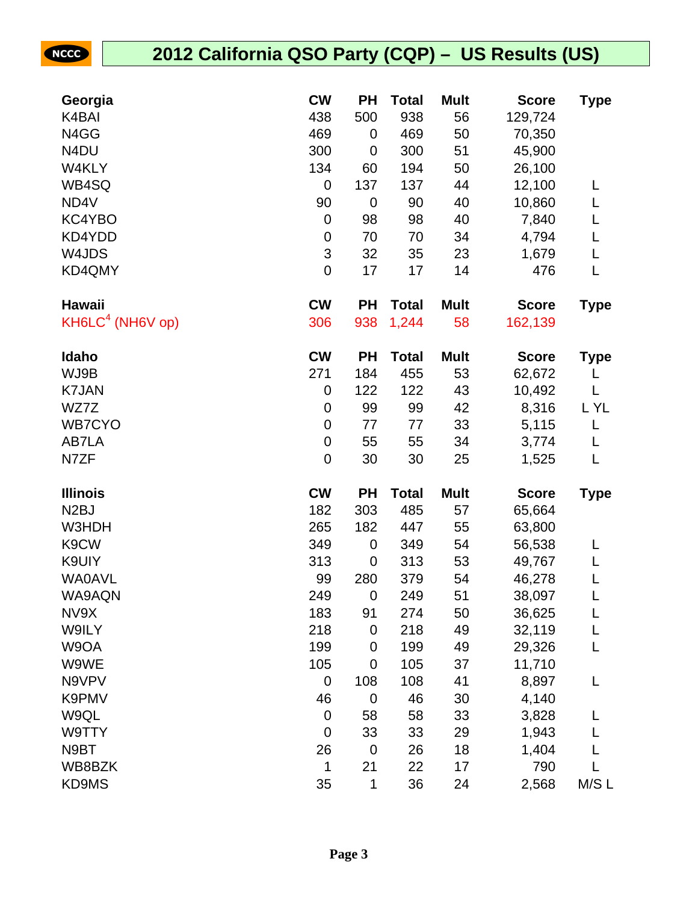# 2012 California QSO Party (CQP) – US Results (US)

| Georgia | CW | PH | Total | Mult | Score | Type |
|---|---|---|---|---|---|---|
| K4BAI | 438 | 500 | 938 | 56 | 129,724 | |
| N4GG | 469 | 0 | 469 | 50 | 70,350 | |
| N4DU | 300 | 0 | 300 | 51 | 45,900 | |
| W4KLY | 134 | 60 | 194 | 50 | 26,100 | |
| WB4SQ | 0 | 137 | 137 | 44 | 12,100 | L |
| ND4V | 90 | 0 | 90 | 40 | 10,860 | L |
| KC4YBO | 0 | 98 | 98 | 40 | 7,840 | L |
| KD4YDD | 0 | 70 | 70 | 34 | 4,794 | L |
| W4JDS | 3 | 32 | 35 | 23 | 1,679 | L |
| KD4QMY | 0 | 17 | 17 | 14 | 476 | L |

| Hawaii | CW | PH | Total | Mult | Score | Type |
|---|---|---|---|---|---|---|
| KH6LC[4] (NH6V op) | 306 | 938 | 1,244 | 58 | 162,139 | |

| Idaho | CW | PH | Total | Mult | Score | Type |
|---|---|---|---|---|---|---|
| WJ9B | 271 | 184 | 455 | 53 | 62,672 | L |
| K7JAN | 0 | 122 | 122 | 43 | 10,492 | L |
| WZ7Z | 0 | 99 | 99 | 42 | 8,316 | L YL |
| WB7CYO | 0 | 77 | 77 | 33 | 5,115 | L |
| AB7LA | 0 | 55 | 55 | 34 | 3,774 | L |
| N7ZF | 0 | 30 | 30 | 25 | 1,525 | L |

| Illinois | CW | PH | Total | Mult | Score | Type |
|---|---|---|---|---|---|---|
| N2BJ | 182 | 303 | 485 | 57 | 65,664 | |
| W3HDH | 265 | 182 | 447 | 55 | 63,800 | |
| K9CW | 349 | 0 | 349 | 54 | 56,538 | L |
| K9UIY | 313 | 0 | 313 | 53 | 49,767 | L |
| WA0AVL | 99 | 280 | 379 | 54 | 46,278 | L |
| WA9AQN | 249 | 0 | 249 | 51 | 38,097 | L |
| NV9X | 183 | 91 | 274 | 50 | 36,625 | L |
| W9ILY | 218 | 0 | 218 | 49 | 32,119 | L |
| W9OA | 199 | 0 | 199 | 49 | 29,326 | L |
| W9WE | 105 | 0 | 105 | 37 | 11,710 | |
| N9VPV | 0 | 108 | 108 | 41 | 8,897 | L |
| K9PMV | 46 | 0 | 46 | 30 | 4,140 | |
| W9QL | 0 | 58 | 58 | 33 | 3,828 | L |
| W9TTY | 0 | 33 | 33 | 29 | 1,943 | L |
| N9BT | 26 | 0 | 26 | 18 | 1,404 | L |
| WB8BZK | 1 | 21 | 22 | 17 | 790 | L |
| KD9MS | 35 | 1 | 36 | 24 | 2,568 | M/S L |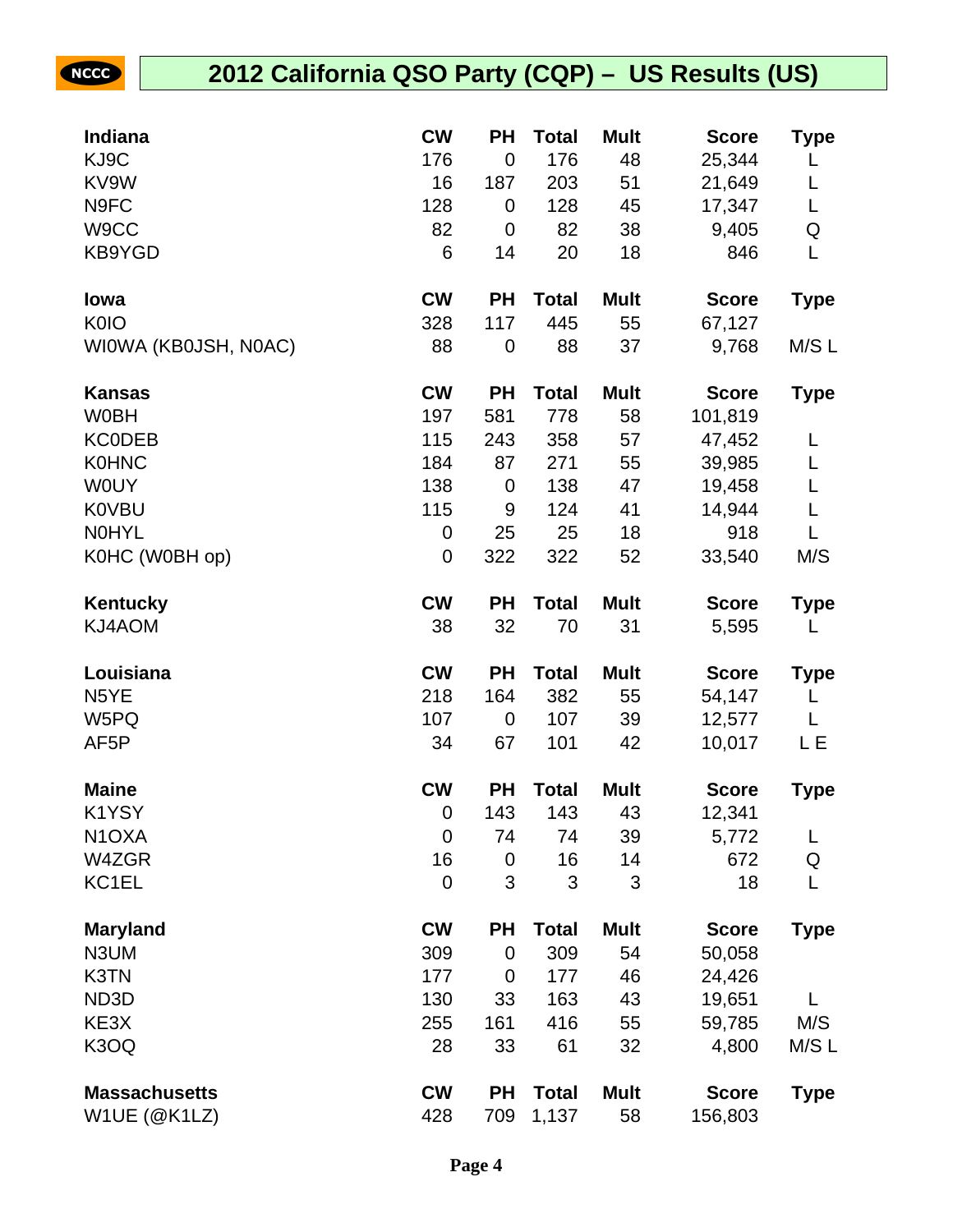# 2012 California QSO Party (CQP) – US Results (US)

| Indiana | CW | PH | Total | Mult | Score | Type |
|---|---|---|---|---|---|---|
| KJ9C | 176 | 0 | 176 | 48 | 25,344 | L |
| KV9W | 16 | 187 | 203 | 51 | 21,649 | L |
| N9FC | 128 | 0 | 128 | 45 | 17,347 | L |
| W9CC | 82 | 0 | 82 | 38 | 9,405 | Q |
| KB9YGD | 6 | 14 | 20 | 18 | 846 | L |

| Iowa | CW | PH | Total | Mult | Score | Type |
|---|---|---|---|---|---|---|
| K0IO | 328 | 117 | 445 | 55 | 67,127 | |
| WI0WA (KB0JSH, N0AC) | 88 | 0 | 88 | 37 | 9,768 | M/S L |

| Kansas | CW | PH | Total | Mult | Score | Type |
|---|---|---|---|---|---|---|
| W0BH | 197 | 581 | 778 | 58 | 101,819 | |
| KC0DEB | 115 | 243 | 358 | 57 | 47,452 | L |
| K0HNC | 184 | 87 | 271 | 55 | 39,985 | L |
| W0UY | 138 | 0 | 138 | 47 | 19,458 | L |
| K0VBU | 115 | 9 | 124 | 41 | 14,944 | L |
| N0HYL | 0 | 25 | 25 | 18 | 918 | L |
| K0HC (W0BH op) | 0 | 322 | 322 | 52 | 33,540 | M/S |

| Kentucky | CW | PH | Total | Mult | Score | Type |
|---|---|---|---|---|---|---|
| KJ4AOM | 38 | 32 | 70 | 31 | 5,595 | L |

| Louisiana | CW | PH | Total | Mult | Score | Type |
|---|---|---|---|---|---|---|
| N5YE | 218 | 164 | 382 | 55 | 54,147 | L |
| W5PQ | 107 | 0 | 107 | 39 | 12,577 | L |
| AF5P | 34 | 67 | 101 | 42 | 10,017 | L E |

| Maine | CW | PH | Total | Mult | Score | Type |
|---|---|---|---|---|---|---|
| K1YSY | 0 | 143 | 143 | 43 | 12,341 | |
| N1OXA | 0 | 74 | 74 | 39 | 5,772 | L |
| W4ZGR | 16 | 0 | 16 | 14 | 672 | Q |
| KC1EL | 0 | 3 | 3 | 3 | 18 | L |

| Maryland | CW | PH | Total | Mult | Score | Type |
|---|---|---|---|---|---|---|
| N3UM | 309 | 0 | 309 | 54 | 50,058 | |
| K3TN | 177 | 0 | 177 | 46 | 24,426 | |
| ND3D | 130 | 33 | 163 | 43 | 19,651 | L |
| KE3X | 255 | 161 | 416 | 55 | 59,785 | M/S |
| K3OQ | 28 | 33 | 61 | 32 | 4,800 | M/S L |

| Massachusetts | CW | PH | Total | Mult | Score | Type |
|---|---|---|---|---|---|---|
| W1UE (@K1LZ) | 428 | 709 | 1,137 | 58 | 156,803 | |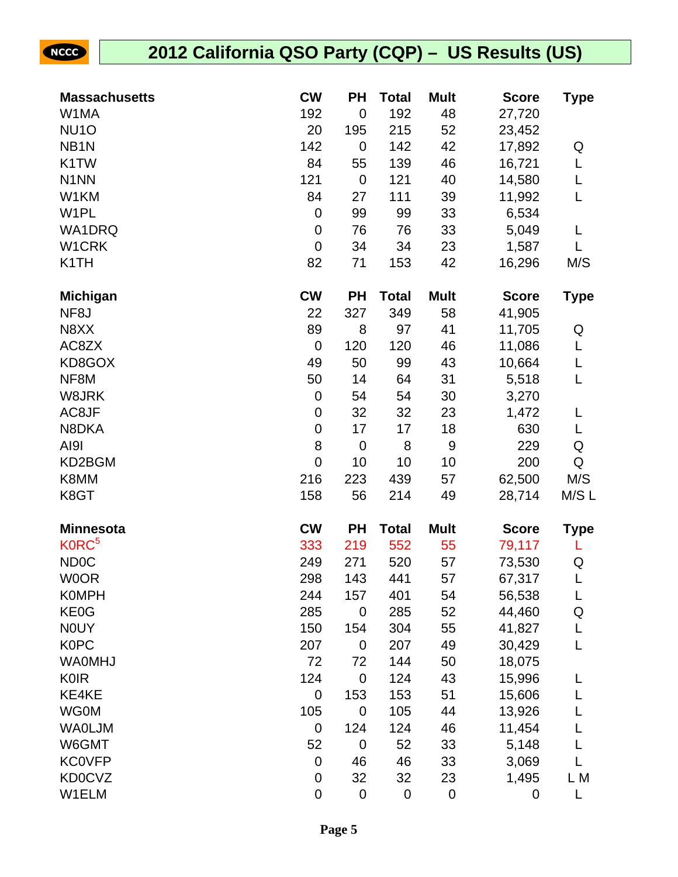# 2012 California QSO Party (CQP) – US Results (US)

| Massachusetts | CW | PH | Total | Mult | Score | Type |
|---|---|---|---|---|---|---|
| W1MA | 192 | 0 | 192 | 48 | 27,720 | |
| NU1O | 20 | 195 | 215 | 52 | 23,452 | |
| NB1N | 142 | 0 | 142 | 42 | 17,892 | Q |
| K1TW | 84 | 55 | 139 | 46 | 16,721 | L |
| N1NN | 121 | 0 | 121 | 40 | 14,580 | L |
| W1KM | 84 | 27 | 111 | 39 | 11,992 | L |
| W1PL | 0 | 99 | 99 | 33 | 6,534 | |
| WA1DRQ | 0 | 76 | 76 | 33 | 5,049 | L |
| W1CRK | 0 | 34 | 34 | 23 | 1,587 | L |
| K1TH | 82 | 71 | 153 | 42 | 16,296 | M/S |

| Michigan | CW | PH | Total | Mult | Score | Type |
|---|---|---|---|---|---|---|
| NF8J | 22 | 327 | 349 | 58 | 41,905 | |
| N8XX | 89 | 8 | 97 | 41 | 11,705 | Q |
| AC8ZX | 0 | 120 | 120 | 46 | 11,086 | L |
| KD8GOX | 49 | 50 | 99 | 43 | 10,664 | L |
| NF8M | 50 | 14 | 64 | 31 | 5,518 | L |
| W8JRK | 0 | 54 | 54 | 30 | 3,270 | |
| AC8JF | 0 | 32 | 32 | 23 | 1,472 | L |
| N8DKA | 0 | 17 | 17 | 18 | 630 | L |
| AI9I | 8 | 0 | 8 | 9 | 229 | Q |
| KD2BGM | 0 | 10 | 10 | 10 | 200 | Q |
| K8MM | 216 | 223 | 439 | 57 | 62,500 | M/S |
| K8GT | 158 | 56 | 214 | 49 | 28,714 | M/S L |

| Minnesota | CW | PH | Total | Mult | Score | Type |
|---|---|---|---|---|---|---|
| K0RC[5] | 333 | 219 | 552 | 55 | 79,117 | L |
| ND0C | 249 | 271 | 520 | 57 | 73,530 | Q |
| W0OR | 298 | 143 | 441 | 57 | 67,317 | L |
| K0MPH | 244 | 157 | 401 | 54 | 56,538 | L |
| KE0G | 285 | 0 | 285 | 52 | 44,460 | Q |
| N0UY | 150 | 154 | 304 | 55 | 41,827 | L |
| K0PC | 207 | 0 | 207 | 49 | 30,429 | L |
| WA0MHJ | 72 | 72 | 144 | 50 | 18,075 | |
| K0IR | 124 | 0 | 124 | 43 | 15,996 | L |
| KE4KE | 0 | 153 | 153 | 51 | 15,606 | L |
| WG0M | 105 | 0 | 105 | 44 | 13,926 | L |
| WA0LJM | 0 | 124 | 124 | 46 | 11,454 | L |
| W6GMT | 52 | 0 | 52 | 33 | 5,148 | L |
| KC0VFP | 0 | 46 | 46 | 33 | 3,069 | L |
| KD0CVZ | 0 | 32 | 32 | 23 | 1,495 | L M |
| W1ELM | 0 | 0 | 0 | 0 | 0 | L |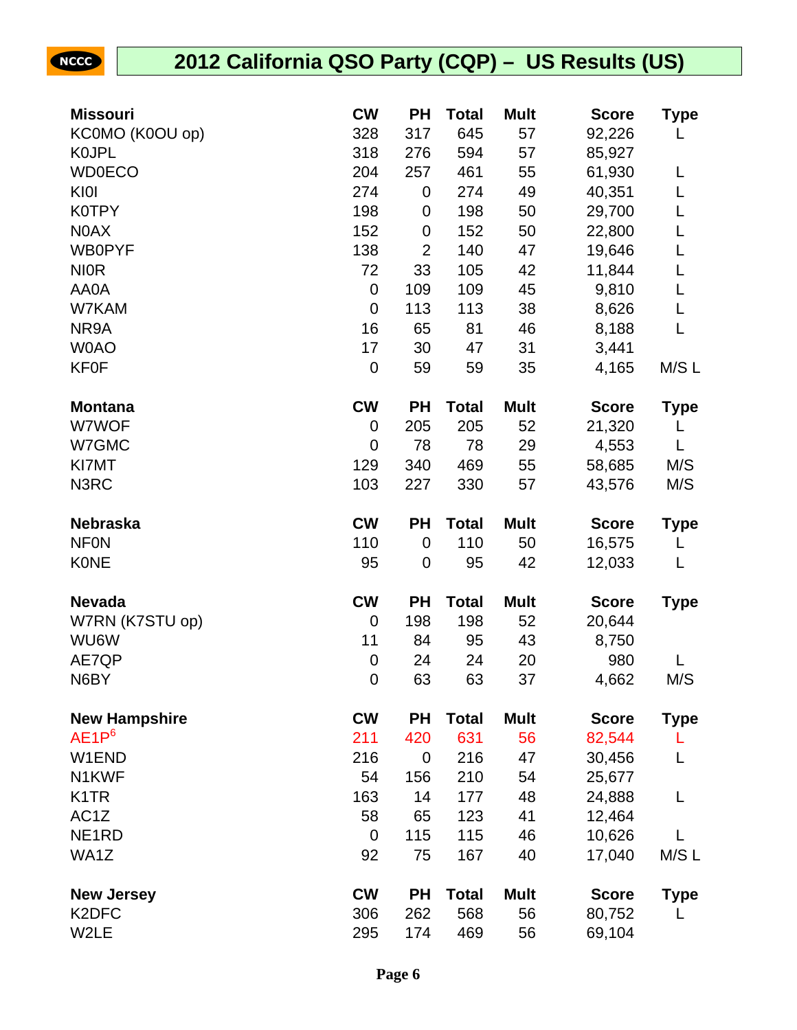# 2012 California QSO Party (CQP) – US Results (US)

| Missouri | CW | PH | Total | Mult | Score | Type |
|---|---|---|---|---|---|---|
| KC0MO (K0OU op) | 328 | 317 | 645 | 57 | 92,226 | L |
| K0JPL | 318 | 276 | 594 | 57 | 85,927 | |
| WD0ECO | 204 | 257 | 461 | 55 | 61,930 | L |
| KI0I | 274 | 0 | 274 | 49 | 40,351 | L |
| K0TPY | 198 | 0 | 198 | 50 | 29,700 | L |
| N0AX | 152 | 0 | 152 | 50 | 22,800 | L |
| WB0PYF | 138 | 2 | 140 | 47 | 19,646 | L |
| NI0R | 72 | 33 | 105 | 42 | 11,844 | L |
| AA0A | 0 | 109 | 109 | 45 | 9,810 | L |
| W7KAM | 0 | 113 | 113 | 38 | 8,626 | L |
| NR9A | 16 | 65 | 81 | 46 | 8,188 | L |
| W0AO | 17 | 30 | 47 | 31 | 3,441 | |
| KF0F | 0 | 59 | 59 | 35 | 4,165 | M/S L |

| Montana | CW | PH | Total | Mult | Score | Type |
|---|---|---|---|---|---|---|
| W7WOF | 0 | 205 | 205 | 52 | 21,320 | L |
| W7GMC | 0 | 78 | 78 | 29 | 4,553 | L |
| KI7MT | 129 | 340 | 469 | 55 | 58,685 | M/S |
| N3RC | 103 | 227 | 330 | 57 | 43,576 | M/S |

| Nebraska | CW | PH | Total | Mult | Score | Type |
|---|---|---|---|---|---|---|
| NF0N | 110 | 0 | 110 | 50 | 16,575 | L |
| K0NE | 95 | 0 | 95 | 42 | 12,033 | L |

| Nevada | CW | PH | Total | Mult | Score | Type |
|---|---|---|---|---|---|---|
| W7RN (K7STU op) | 0 | 198 | 198 | 52 | 20,644 | |
| WU6W | 11 | 84 | 95 | 43 | 8,750 | |
| AE7QP | 0 | 24 | 24 | 20 | 980 | L |
| N6BY | 0 | 63 | 63 | 37 | 4,662 | M/S |

| New Hampshire | CW | PH | Total | Mult | Score | Type |
|---|---|---|---|---|---|---|
| AE1P[6] | 211 | 420 | 631 | 56 | 82,544 | L |
| W1END | 216 | 0 | 216 | 47 | 30,456 | L |
| N1KWF | 54 | 156 | 210 | 54 | 25,677 | |
| K1TR | 163 | 14 | 177 | 48 | 24,888 | L |
| AC1Z | 58 | 65 | 123 | 41 | 12,464 | |
| NE1RD | 0 | 115 | 115 | 46 | 10,626 | L |
| WA1Z | 92 | 75 | 167 | 40 | 17,040 | M/S L |

| New Jersey | CW | PH | Total | Mult | Score | Type |
|---|---|---|---|---|---|---|
| K2DFC | 306 | 262 | 568 | 56 | 80,752 | L |
| W2LE | 295 | 174 | 469 | 56 | 69,104 | |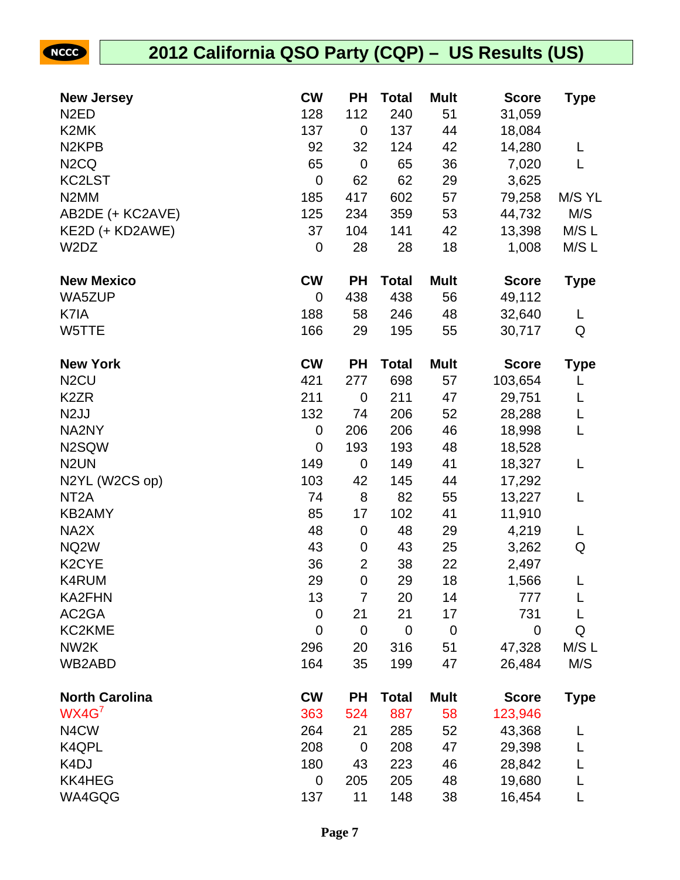# 2012 California QSO Party (CQP) – US Results (US)

| New Jersey | CW | PH | Total | Mult | Score | Type |
|---|---|---|---|---|---|---|
| N2ED | 128 | 112 | 240 | 51 | 31,059 | |
| K2MK | 137 | 0 | 137 | 44 | 18,084 | |
| N2KPB | 92 | 32 | 124 | 42 | 14,280 | L |
| N2CQ | 65 | 0 | 65 | 36 | 7,020 | L |
| KC2LST | 0 | 62 | 62 | 29 | 3,625 | |
| N2MM | 185 | 417 | 602 | 57 | 79,258 | M/S YL |
| AB2DE (+ KC2AVE) | 125 | 234 | 359 | 53 | 44,732 | M/S |
| KE2D (+ KD2AWE) | 37 | 104 | 141 | 42 | 13,398 | M/S L |
| W2DZ | 0 | 28 | 28 | 18 | 1,008 | M/S L |

| New Mexico | CW | PH | Total | Mult | Score | Type |
|---|---|---|---|---|---|---|
| WA5ZUP | 0 | 438 | 438 | 56 | 49,112 | |
| K7IA | 188 | 58 | 246 | 48 | 32,640 | L |
| W5TTE | 166 | 29 | 195 | 55 | 30,717 | Q |

| New York | CW | PH | Total | Mult | Score | Type |
|---|---|---|---|---|---|---|
| N2CU | 421 | 277 | 698 | 57 | 103,654 | L |
| K2ZR | 211 | 0 | 211 | 47 | 29,751 | L |
| N2JJ | 132 | 74 | 206 | 52 | 28,288 | L |
| NA2NY | 0 | 206 | 206 | 46 | 18,998 | L |
| N2SQW | 0 | 193 | 193 | 48 | 18,528 | |
| N2UN | 149 | 0 | 149 | 41 | 18,327 | L |
| N2YL (W2CS op) | 103 | 42 | 145 | 44 | 17,292 | |
| NT2A | 74 | 8 | 82 | 55 | 13,227 | L |
| KB2AMY | 85 | 17 | 102 | 41 | 11,910 | |
| NA2X | 48 | 0 | 48 | 29 | 4,219 | L |
| NQ2W | 43 | 0 | 43 | 25 | 3,262 | Q |
| K2CYE | 36 | 2 | 38 | 22 | 2,497 | |
| K4RUM | 29 | 0 | 29 | 18 | 1,566 | L |
| KA2FHN | 13 | 7 | 20 | 14 | 777 | L |
| AC2GA | 0 | 21 | 21 | 17 | 731 | L |
| KC2KME | 0 | 0 | 0 | 0 | 0 | Q |
| NW2K | 296 | 20 | 316 | 51 | 47,328 | M/S L |
| WB2ABD | 164 | 35 | 199 | 47 | 26,484 | M/S |

| North Carolina | CW | PH | Total | Mult | Score | Type |
|---|---|---|---|---|---|---|
| WX4G[7] | 363 | 524 | 887 | 58 | 123,946 | |
| N4CW | 264 | 21 | 285 | 52 | 43,368 | L |
| K4QPL | 208 | 0 | 208 | 47 | 29,398 | L |
| K4DJ | 180 | 43 | 223 | 46 | 28,842 | L |
| KK4HEG | 0 | 205 | 205 | 48 | 19,680 | L |
| WA4GQG | 137 | 11 | 148 | 38 | 16,454 | L |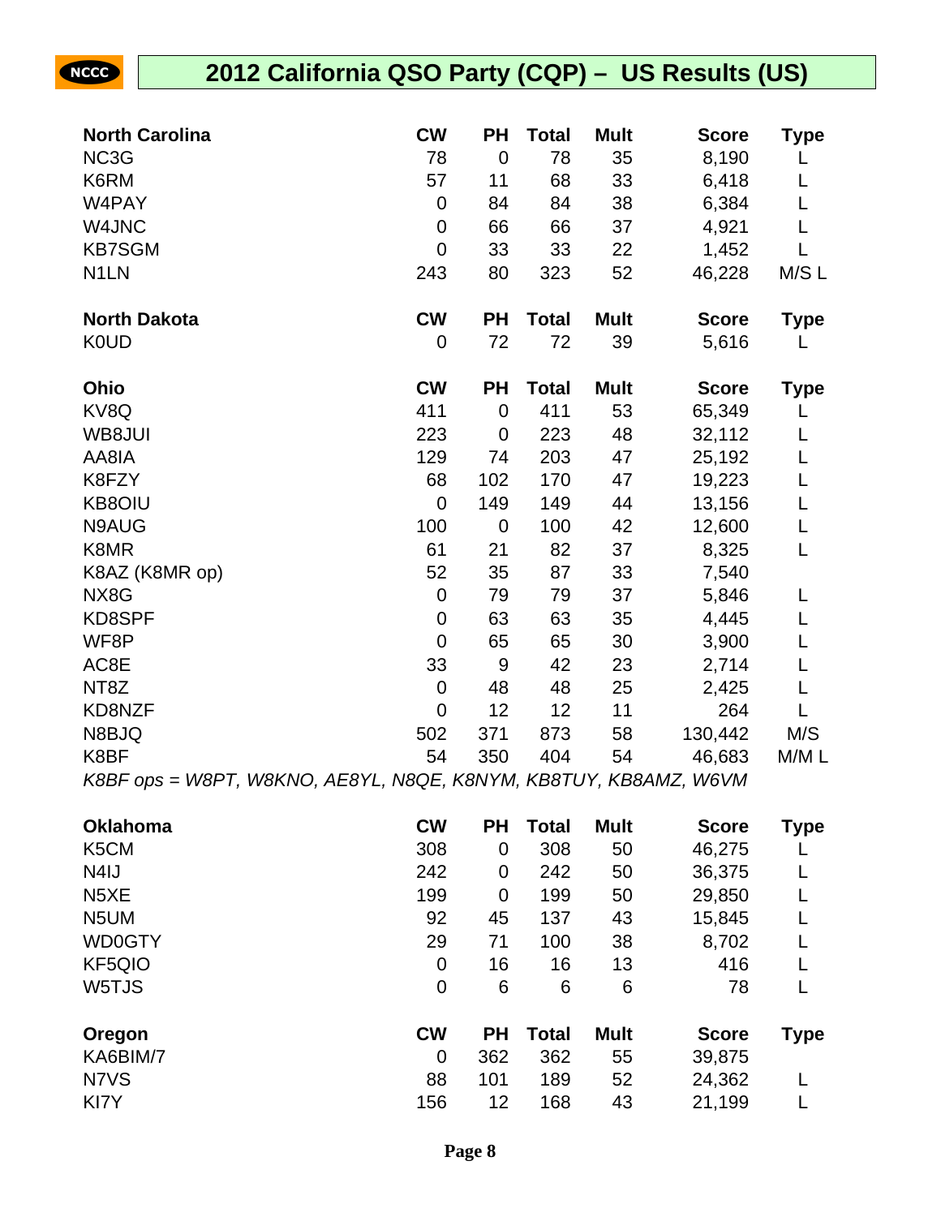# 2012 California QSO Party (CQP) – US Results (US)

| North Carolina | CW | PH | Total | Mult | Score | Type |
|---|---|---|---|---|---|---|
| NC3G | 78 | 0 | 78 | 35 | 8,190 | L |
| K6RM | 57 | 11 | 68 | 33 | 6,418 | L |
| W4PAY | 0 | 84 | 84 | 38 | 6,384 | L |
| W4JNC | 0 | 66 | 66 | 37 | 4,921 | L |
| KB7SGM | 0 | 33 | 33 | 22 | 1,452 | L |
| N1LN | 243 | 80 | 323 | 52 | 46,228 | M/S L |

| North Dakota | CW | PH | Total | Mult | Score | Type |
|---|---|---|---|---|---|---|
| K0UD | 0 | 72 | 72 | 39 | 5,616 | L |

| Ohio | CW | PH | Total | Mult | Score | Type |
|---|---|---|---|---|---|---|
| KV8Q | 411 | 0 | 411 | 53 | 65,349 | L |
| WB8JUI | 223 | 0 | 223 | 48 | 32,112 | L |
| AA8IA | 129 | 74 | 203 | 47 | 25,192 | L |
| K8FZY | 68 | 102 | 170 | 47 | 19,223 | L |
| KB8OIU | 0 | 149 | 149 | 44 | 13,156 | L |
| N9AUG | 100 | 0 | 100 | 42 | 12,600 | L |
| K8MR | 61 | 21 | 82 | 37 | 8,325 | L |
| K8AZ (K8MR op) | 52 | 35 | 87 | 33 | 7,540 | |
| NX8G | 0 | 79 | 79 | 37 | 5,846 | L |
| KD8SPF | 0 | 63 | 63 | 35 | 4,445 | L |
| WF8P | 0 | 65 | 65 | 30 | 3,900 | L |
| AC8E | 33 | 9 | 42 | 23 | 2,714 | L |
| NT8Z | 0 | 48 | 48 | 25 | 2,425 | L |
| KD8NZF | 0 | 12 | 12 | 11 | 264 | L |
| N8BJQ | 502 | 371 | 873 | 58 | 130,442 | M/S |
| K8BF | 54 | 350 | 404 | 54 | 46,683 | M/M L |

*K8BF ops = W8PT, W8KNO, AE8YL, N8QE, K8NYM, KB8TUY, KB8AMZ, W6VM*

| Oklahoma | CW | PH | Total | Mult | Score | Type |
|---|---|---|---|---|---|---|
| K5CM | 308 | 0 | 308 | 50 | 46,275 | L |
| N4IJ | 242 | 0 | 242 | 50 | 36,375 | L |
| N5XE | 199 | 0 | 199 | 50 | 29,850 | L |
| N5UM | 92 | 45 | 137 | 43 | 15,845 | L |
| WD0GTY | 29 | 71 | 100 | 38 | 8,702 | L |
| KF5QIO | 0 | 16 | 16 | 13 | 416 | L |
| W5TJS | 0 | 6 | 6 | 6 | 78 | L |

| Oregon | CW | PH | Total | Mult | Score | Type |
|---|---|---|---|---|---|---|
| KA6BIM/7 | 0 | 362 | 362 | 55 | 39,875 | |
| N7VS | 88 | 101 | 189 | 52 | 24,362 | L |
| KI7Y | 156 | 12 | 168 | 43 | 21,199 | L |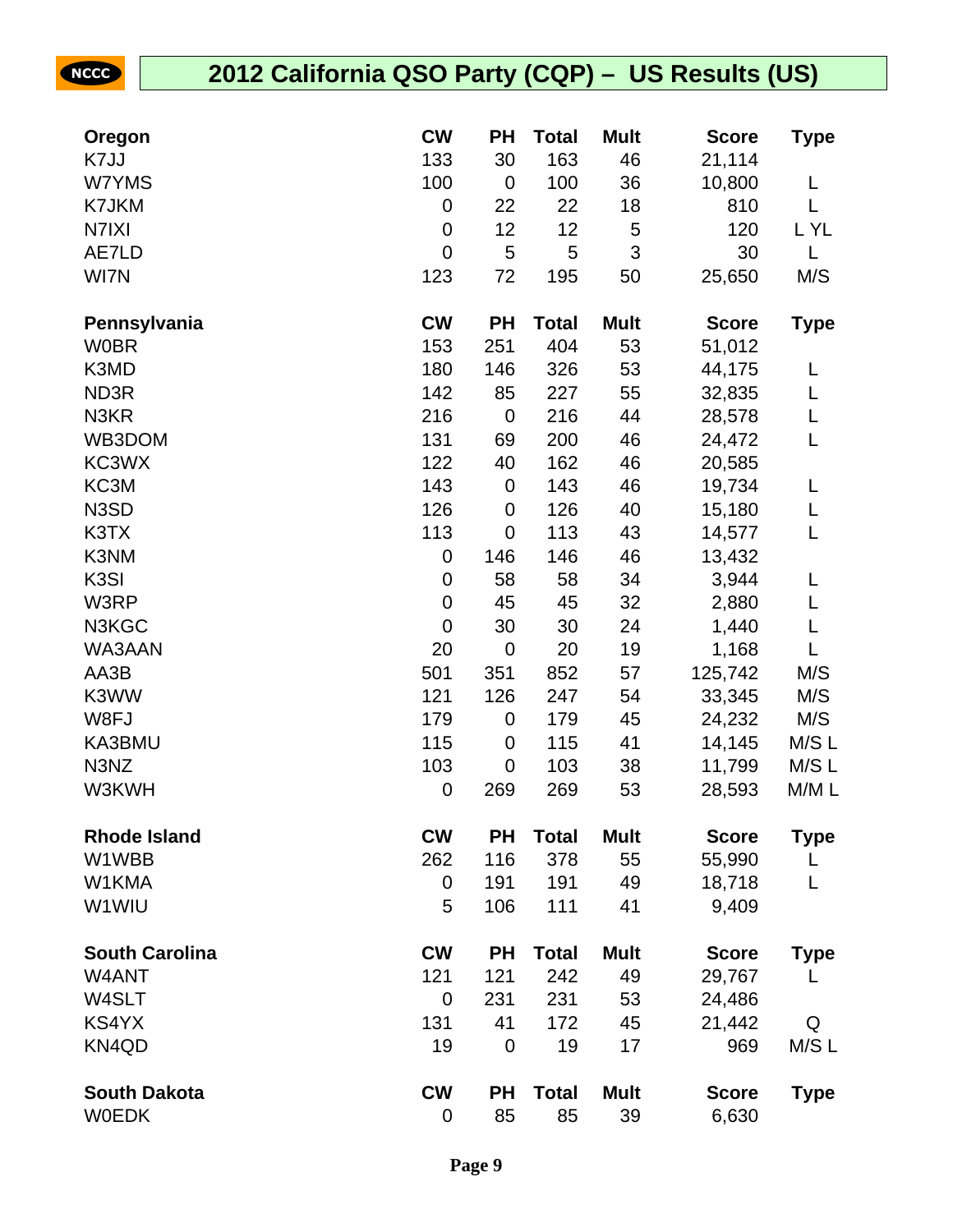# 2012 California QSO Party (CQP) – US Results (US)

| Oregon | CW | PH | Total | Mult | Score | Type |
|---|---|---|---|---|---|---|
| K7JJ | 133 | 30 | 163 | 46 | 21,114 | |
| W7YMS | 100 | 0 | 100 | 36 | 10,800 | L |
| K7JKM | 0 | 22 | 22 | 18 | 810 | L |
| N7IXI | 0 | 12 | 12 | 5 | 120 | L YL |
| AE7LD | 0 | 5 | 5 | 3 | 30 | L |
| WI7N | 123 | 72 | 195 | 50 | 25,650 | M/S |

| Pennsylvania | CW | PH | Total | Mult | Score | Type |
|---|---|---|---|---|---|---|
| W0BR | 153 | 251 | 404 | 53 | 51,012 | |
| K3MD | 180 | 146 | 326 | 53 | 44,175 | L |
| ND3R | 142 | 85 | 227 | 55 | 32,835 | L |
| N3KR | 216 | 0 | 216 | 44 | 28,578 | L |
| WB3DOM | 131 | 69 | 200 | 46 | 24,472 | L |
| KC3WX | 122 | 40 | 162 | 46 | 20,585 | |
| KC3M | 143 | 0 | 143 | 46 | 19,734 | L |
| N3SD | 126 | 0 | 126 | 40 | 15,180 | L |
| K3TX | 113 | 0 | 113 | 43 | 14,577 | L |
| K3NM | 0 | 146 | 146 | 46 | 13,432 | |
| K3SI | 0 | 58 | 58 | 34 | 3,944 | L |
| W3RP | 0 | 45 | 45 | 32 | 2,880 | L |
| N3KGC | 0 | 30 | 30 | 24 | 1,440 | L |
| WA3AAN | 20 | 0 | 20 | 19 | 1,168 | L |
| AA3B | 501 | 351 | 852 | 57 | 125,742 | M/S |
| K3WW | 121 | 126 | 247 | 54 | 33,345 | M/S |
| W8FJ | 179 | 0 | 179 | 45 | 24,232 | M/S |
| KA3BMU | 115 | 0 | 115 | 41 | 14,145 | M/S L |
| N3NZ | 103 | 0 | 103 | 38 | 11,799 | M/S L |
| W3KWH | 0 | 269 | 269 | 53 | 28,593 | M/M L |

| Rhode Island | CW | PH | Total | Mult | Score | Type |
|---|---|---|---|---|---|---|
| W1WBB | 262 | 116 | 378 | 55 | 55,990 | L |
| W1KMA | 0 | 191 | 191 | 49 | 18,718 | L |
| W1WIU | 5 | 106 | 111 | 41 | 9,409 | |

| South Carolina | CW | PH | Total | Mult | Score | Type |
|---|---|---|---|---|---|---|
| W4ANT | 121 | 121 | 242 | 49 | 29,767 | L |
| W4SLT | 0 | 231 | 231 | 53 | 24,486 | |
| KS4YX | 131 | 41 | 172 | 45 | 21,442 | Q |
| KN4QD | 19 | 0 | 19 | 17 | 969 | M/S L |

| South Dakota | CW | PH | Total | Mult | Score | Type |
|---|---|---|---|---|---|---|
| W0EDK | 0 | 85 | 85 | 39 | 6,630 | |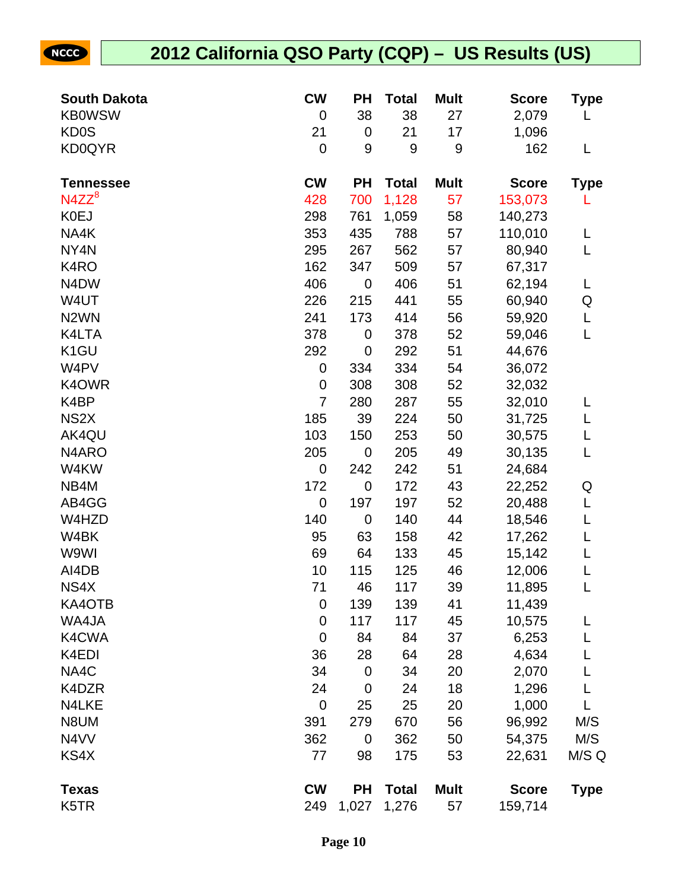## 2012 California QSO Party (CQP) – US Results (US)

| South Dakota | CW | PH | Total | Mult | Score | Type |
|---|---|---|---|---|---|---|
| KB0WSW | 0 | 38 | 38 | 27 | 2,079 | L |
| KD0S | 21 | 0 | 21 | 17 | 1,096 | |
| KD0QYR | 0 | 9 | 9 | 9 | 162 | L |

| Tennessee | CW | PH | Total | Mult | Score | Type |
|---|---|---|---|---|---|---|
| N4ZZ[8] | 428 | 700 | 1,128 | 57 | 153,073 | L |
| K0EJ | 298 | 761 | 1,059 | 58 | 140,273 | |
| NA4K | 353 | 435 | 788 | 57 | 110,010 | L |
| NY4N | 295 | 267 | 562 | 57 | 80,940 | L |
| K4RO | 162 | 347 | 509 | 57 | 67,317 | |
| N4DW | 406 | 0 | 406 | 51 | 62,194 | L |
| W4UT | 226 | 215 | 441 | 55 | 60,940 | Q |
| N2WN | 241 | 173 | 414 | 56 | 59,920 | L |
| K4LTA | 378 | 0 | 378 | 52 | 59,046 | L |
| K1GU | 292 | 0 | 292 | 51 | 44,676 | |
| W4PV | 0 | 334 | 334 | 54 | 36,072 | |
| K4OWR | 0 | 308 | 308 | 52 | 32,032 | |
| K4BP | 7 | 280 | 287 | 55 | 32,010 | L |
| NS2X | 185 | 39 | 224 | 50 | 31,725 | L |
| AK4QU | 103 | 150 | 253 | 50 | 30,575 | L |
| N4ARO | 205 | 0 | 205 | 49 | 30,135 | L |
| W4KW | 0 | 242 | 242 | 51 | 24,684 | |
| NB4M | 172 | 0 | 172 | 43 | 22,252 | Q |
| AB4GG | 0 | 197 | 197 | 52 | 20,488 | L |
| W4HZD | 140 | 0 | 140 | 44 | 18,546 | L |
| W4BK | 95 | 63 | 158 | 42 | 17,262 | L |
| W9WI | 69 | 64 | 133 | 45 | 15,142 | L |
| AI4DB | 10 | 115 | 125 | 46 | 12,006 | L |
| NS4X | 71 | 46 | 117 | 39 | 11,895 | L |
| KA4OTB | 0 | 139 | 139 | 41 | 11,439 | |
| WA4JA | 0 | 117 | 117 | 45 | 10,575 | L |
| K4CWA | 0 | 84 | 84 | 37 | 6,253 | L |
| K4EDI | 36 | 28 | 64 | 28 | 4,634 | L |
| NA4C | 34 | 0 | 34 | 20 | 2,070 | L |
| K4DZR | 24 | 0 | 24 | 18 | 1,296 | L |
| N4LKE | 0 | 25 | 25 | 20 | 1,000 | L |
| N8UM | 391 | 279 | 670 | 56 | 96,992 | M/S |
| N4VV | 362 | 0 | 362 | 50 | 54,375 | M/S |
| KS4X | 77 | 98 | 175 | 53 | 22,631 | M/S Q |

| Texas | CW | PH | Total | Mult | Score | Type |
|---|---|---|---|---|---|---|
| K5TR | 249 | 1,027 | 1,276 | 57 | 159,714 | |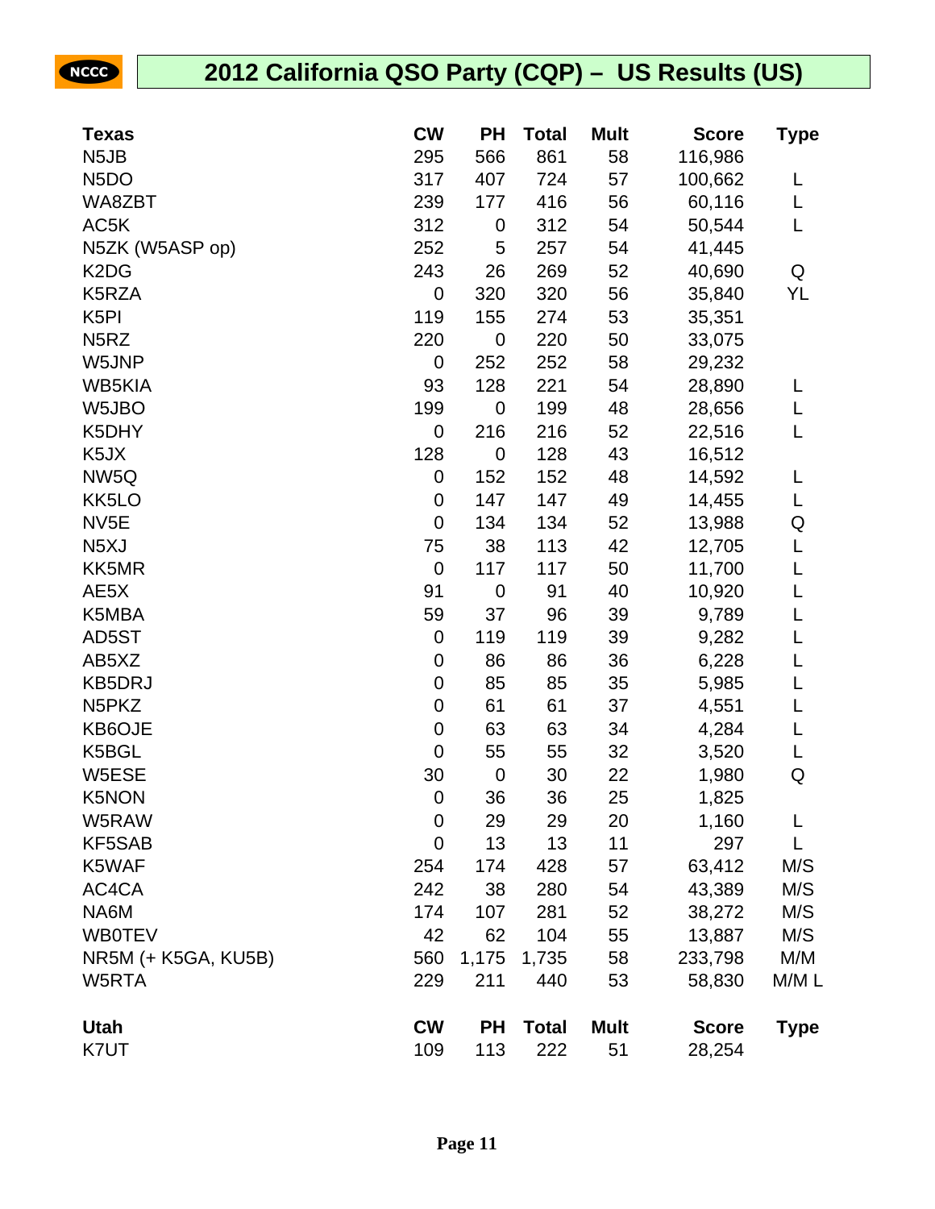# 2012 California QSO Party (CQP) – US Results (US)

| Texas | CW | PH | Total | Mult | Score | Type |
|---|---|---|---|---|---|---|
| N5JB | 295 | 566 | 861 | 58 | 116,986 | |
| N5DO | 317 | 407 | 724 | 57 | 100,662 | L |
| WA8ZBT | 239 | 177 | 416 | 56 | 60,116 | L |
| AC5K | 312 | 0 | 312 | 54 | 50,544 | L |
| N5ZK (W5ASP op) | 252 | 5 | 257 | 54 | 41,445 | |
| K2DG | 243 | 26 | 269 | 52 | 40,690 | Q |
| K5RZA | 0 | 320 | 320 | 56 | 35,840 | YL |
| K5PI | 119 | 155 | 274 | 53 | 35,351 | |
| N5RZ | 220 | 0 | 220 | 50 | 33,075 | |
| W5JNP | 0 | 252 | 252 | 58 | 29,232 | |
| WB5KIA | 93 | 128 | 221 | 54 | 28,890 | L |
| W5JBO | 199 | 0 | 199 | 48 | 28,656 | L |
| K5DHY | 0 | 216 | 216 | 52 | 22,516 | L |
| K5JX | 128 | 0 | 128 | 43 | 16,512 | |
| NW5Q | 0 | 152 | 152 | 48 | 14,592 | L |
| KK5LO | 0 | 147 | 147 | 49 | 14,455 | L |
| NV5E | 0 | 134 | 134 | 52 | 13,988 | Q |
| N5XJ | 75 | 38 | 113 | 42 | 12,705 | L |
| KK5MR | 0 | 117 | 117 | 50 | 11,700 | L |
| AE5X | 91 | 0 | 91 | 40 | 10,920 | L |
| K5MBA | 59 | 37 | 96 | 39 | 9,789 | L |
| AD5ST | 0 | 119 | 119 | 39 | 9,282 | L |
| AB5XZ | 0 | 86 | 86 | 36 | 6,228 | L |
| KB5DRJ | 0 | 85 | 85 | 35 | 5,985 | L |
| N5PKZ | 0 | 61 | 61 | 37 | 4,551 | L |
| KB6OJE | 0 | 63 | 63 | 34 | 4,284 | L |
| K5BGL | 0 | 55 | 55 | 32 | 3,520 | L |
| W5ESE | 30 | 0 | 30 | 22 | 1,980 | Q |
| K5NON | 0 | 36 | 36 | 25 | 1,825 | |
| W5RAW | 0 | 29 | 29 | 20 | 1,160 | L |
| KF5SAB | 0 | 13 | 13 | 11 | 297 | L |
| K5WAF | 254 | 174 | 428 | 57 | 63,412 | M/S |
| AC4CA | 242 | 38 | 280 | 54 | 43,389 | M/S |
| NA6M | 174 | 107 | 281 | 52 | 38,272 | M/S |
| WB0TEV | 42 | 62 | 104 | 55 | 13,887 | M/S |
| NR5M (+ K5GA, KU5B) | 560 | 1,175 | 1,735 | 58 | 233,798 | M/M |
| W5RTA | 229 | 211 | 440 | 53 | 58,830 | M/M L |

| Utah | CW | PH | Total | Mult | Score | Type |
|---|---|---|---|---|---|---|
| K7UT | 109 | 113 | 222 | 51 | 28,254 | |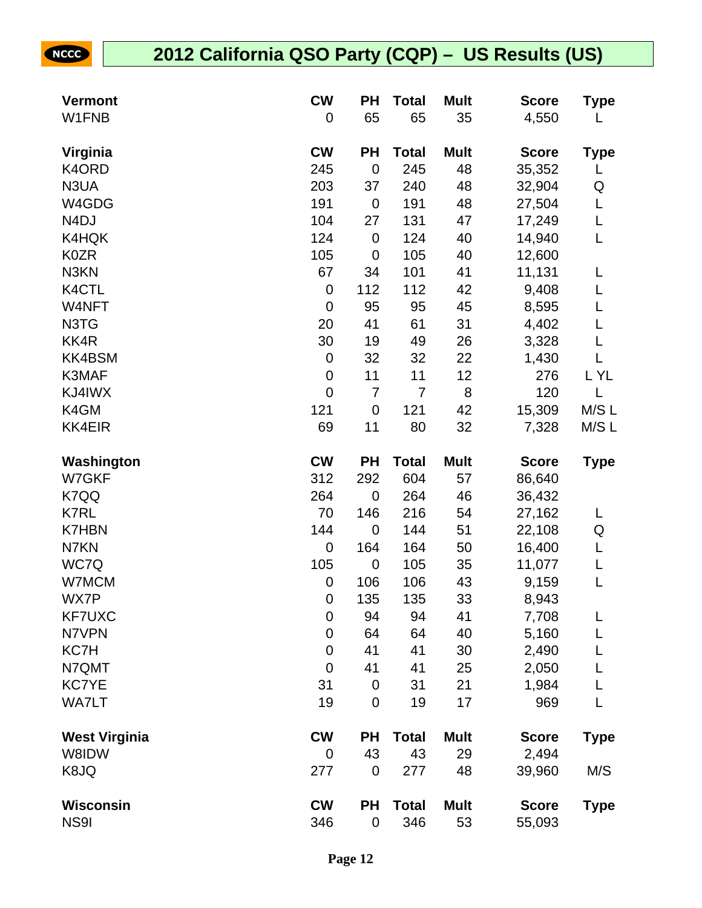# 2012 California QSO Party (CQP) – US Results (US)

| Vermont | CW | PH | Total | Mult | Score | Type |
|---|---|---|---|---|---|---|
| W1FNB | 0 | 65 | 65 | 35 | 4,550 | L |

| Virginia | CW | PH | Total | Mult | Score | Type |
|---|---|---|---|---|---|---|
| K4ORD | 245 | 0 | 245 | 48 | 35,352 | L |
| N3UA | 203 | 37 | 240 | 48 | 32,904 | Q |
| W4GDG | 191 | 0 | 191 | 48 | 27,504 | L |
| N4DJ | 104 | 27 | 131 | 47 | 17,249 | L |
| K4HQK | 124 | 0 | 124 | 40 | 14,940 | L |
| K0ZR | 105 | 0 | 105 | 40 | 12,600 | |
| N3KN | 67 | 34 | 101 | 41 | 11,131 | L |
| K4CTL | 0 | 112 | 112 | 42 | 9,408 | L |
| W4NFT | 0 | 95 | 95 | 45 | 8,595 | L |
| N3TG | 20 | 41 | 61 | 31 | 4,402 | L |
| KK4R | 30 | 19 | 49 | 26 | 3,328 | L |
| KK4BSM | 0 | 32 | 32 | 22 | 1,430 | L |
| K3MAF | 0 | 11 | 11 | 12 | 276 | L YL |
| KJ4IWX | 0 | 7 | 7 | 8 | 120 | L |
| K4GM | 121 | 0 | 121 | 42 | 15,309 | M/S L |
| KK4EIR | 69 | 11 | 80 | 32 | 7,328 | M/S L |

| Washington | CW | PH | Total | Mult | Score | Type |
|---|---|---|---|---|---|---|
| W7GKF | 312 | 292 | 604 | 57 | 86,640 | |
| K7QQ | 264 | 0 | 264 | 46 | 36,432 | |
| K7RL | 70 | 146 | 216 | 54 | 27,162 | L |
| K7HBN | 144 | 0 | 144 | 51 | 22,108 | Q |
| N7KN | 0 | 164 | 164 | 50 | 16,400 | L |
| WC7Q | 105 | 0 | 105 | 35 | 11,077 | L |
| W7MCM | 0 | 106 | 106 | 43 | 9,159 | L |
| WX7P | 0 | 135 | 135 | 33 | 8,943 | |
| KF7UXC | 0 | 94 | 94 | 41 | 7,708 | L |
| N7VPN | 0 | 64 | 64 | 40 | 5,160 | L |
| KC7H | 0 | 41 | 41 | 30 | 2,490 | L |
| N7QMT | 0 | 41 | 41 | 25 | 2,050 | L |
| KC7YE | 31 | 0 | 31 | 21 | 1,984 | L |
| WA7LT | 19 | 0 | 19 | 17 | 969 | L |

| West Virginia | CW | PH | Total | Mult | Score | Type |
|---|---|---|---|---|---|---|
| W8IDW | 0 | 43 | 43 | 29 | 2,494 | |
| K8JQ | 277 | 0 | 277 | 48 | 39,960 | M/S |

| Wisconsin | CW | PH | Total | Mult | Score | Type |
|---|---|---|---|---|---|---|
| NS9I | 346 | 0 | 346 | 53 | 55,093 | |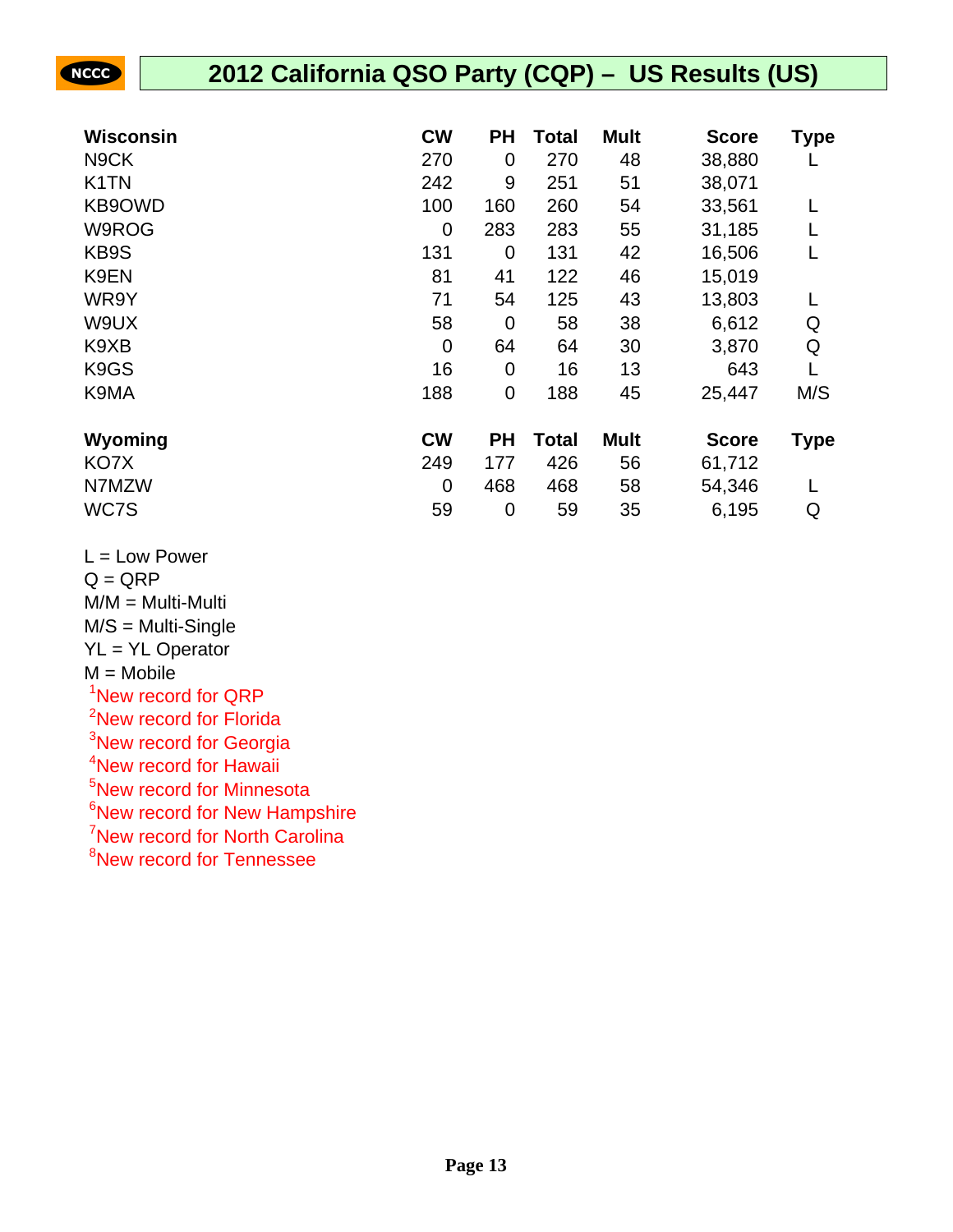# 2012 California QSO Party (CQP) – US Results (US)

| Wisconsin | CW | PH | Total | Mult | Score | Type |
|---|---|---|---|---|---|---|
| N9CK | 270 | 0 | 270 | 48 | 38,880 | L |
| K1TN | 242 | 9 | 251 | 51 | 38,071 | |
| KB9OWD | 100 | 160 | 260 | 54 | 33,561 | L |
| W9ROG | 0 | 283 | 283 | 55 | 31,185 | L |
| KB9S | 131 | 0 | 131 | 42 | 16,506 | L |
| K9EN | 81 | 41 | 122 | 46 | 15,019 | |
| WR9Y | 71 | 54 | 125 | 43 | 13,803 | L |
| W9UX | 58 | 0 | 58 | 38 | 6,612 | Q |
| K9XB | 0 | 64 | 64 | 30 | 3,870 | Q |
| K9GS | 16 | 0 | 16 | 13 | 643 | L |
| K9MA | 188 | 0 | 188 | 45 | 25,447 | M/S |

| Wyoming | CW | PH | Total | Mult | Score | Type |
|---|---|---|---|---|---|---|
| KO7X | 249 | 177 | 426 | 56 | 61,712 | |
| N7MZW | 0 | 468 | 468 | 58 | 54,346 | L |
| WC7S | 59 | 0 | 59 | 35 | 6,195 | Q |

L = Low Power
Q = QRP
M/M = Multi-Multi
M/S = Multi-Single
YL = YL Operator
M = Mobile
[1]New record for QRP
[2]New record for Florida
[3]New record for Georgia
[4]New record for Hawaii
[5]New record for Minnesota
[6]New record for New Hampshire
[7]New record for North Carolina
[8]New record for Tennessee